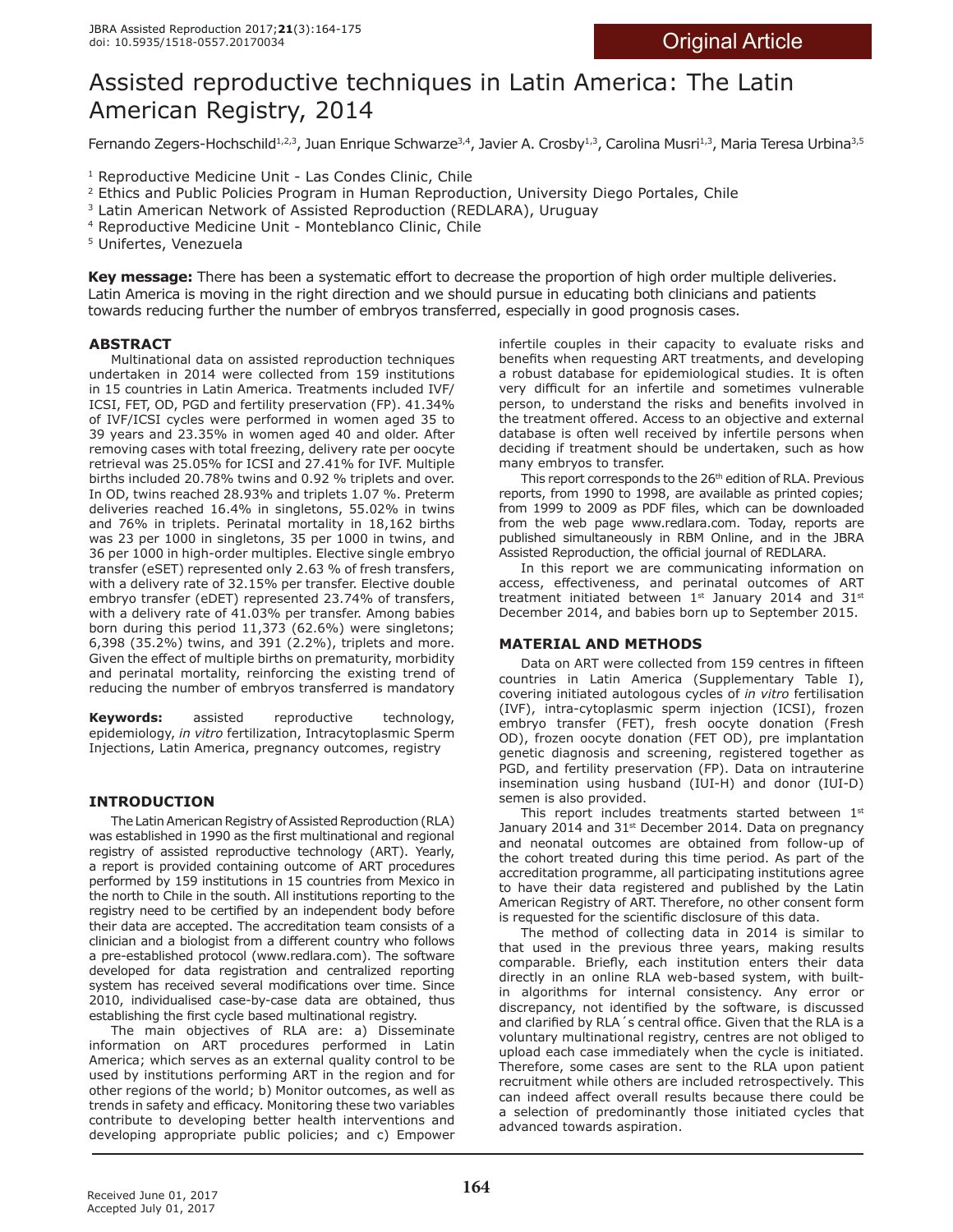Original Article

# Assisted reproductive techniques in Latin America: The Latin American Registry, 2014

Fernando Zegers-Hochschild[1,2,3], Juan Enrique Schwarze[3,4], Javier A. Crosby[1,3], Carolina Musri[1,3], Maria Teresa Urbina[3,5]

[1] Reproductive Medicine Unit - Las Condes Clinic, Chile
[2] Ethics and Public Policies Program in Human Reproduction, University Diego Portales, Chile
[3] Latin American Network of Assisted Reproduction (REDLARA), Uruguay
[4] Reproductive Medicine Unit - Monteblanco Clinic, Chile
[5] Unifertes, Venezuela

**Key message:** There has been a systematic effort to decrease the proportion of high order multiple deliveries. Latin America is moving in the right direction and we should pursue in educating both clinicians and patients towards reducing further the number of embryos transferred, especially in good prognosis cases.

## ABSTRACT

Multinational data on assisted reproduction techniques undertaken in 2014 were collected from 159 institutions in 15 countries in Latin America. Treatments included IVF/ICSI, FET, OD, PGD and fertility preservation (FP). 41.34% of IVF/ICSI cycles were performed in women aged 35 to 39 years and 23.35% in women aged 40 and older. After removing cases with total freezing, delivery rate per oocyte retrieval was 25.05% for ICSI and 27.41% for IVF. Multiple births included 20.78% twins and 0.92 % triplets and over. In OD, twins reached 28.93% and triplets 1.07 %. Preterm deliveries reached 16.4% in singletons, 55.02% in twins and 76% in triplets. Perinatal mortality in 18,162 births was 23 per 1000 in singletons, 35 per 1000 in twins, and 36 per 1000 in high-order multiples. Elective single embryo transfer (eSET) represented only 2.63 % of fresh transfers, with a delivery rate of 32.15% per transfer. Elective double embryo transfer (eDET) represented 23.74% of transfers, with a delivery rate of 41.03% per transfer. Among babies born during this period 11,373 (62.6%) were singletons; 6,398 (35.2%) twins, and 391 (2.2%), triplets and more. Given the effect of multiple births on prematurity, morbidity and perinatal mortality, reinforcing the existing trend of reducing the number of embryos transferred is mandatory

**Keywords:** assisted reproductive technology, epidemiology, *in vitro* fertilization, Intracytoplasmic Sperm Injections, Latin America, pregnancy outcomes, registry

## INTRODUCTION

The Latin American Registry of Assisted Reproduction (RLA) was established in 1990 as the first multinational and regional registry of assisted reproductive technology (ART). Yearly, a report is provided containing outcome of ART procedures performed by 159 institutions in 15 countries from Mexico in the north to Chile in the south. All institutions reporting to the registry need to be certified by an independent body before their data are accepted. The accreditation team consists of a clinician and a biologist from a different country who follows a pre-established protocol (www.redlara.com). The software developed for data registration and centralized reporting system has received several modifications over time. Since 2010, individualised case-by-case data are obtained, thus establishing the first cycle based multinational registry.

The main objectives of RLA are: a) Disseminate information on ART procedures performed in Latin America; which serves as an external quality control to be used by institutions performing ART in the region and for other regions of the world; b) Monitor outcomes, as well as trends in safety and efficacy. Monitoring these two variables contribute to developing better health interventions and developing appropriate public policies; and c) Empower infertile couples in their capacity to evaluate risks and benefits when requesting ART treatments, and developing a robust database for epidemiological studies. It is often very difficult for an infertile and sometimes vulnerable person, to understand the risks and benefits involved in the treatment offered. Access to an objective and external database is often well received by infertile persons when deciding if treatment should be undertaken, such as how many embryos to transfer.

This report corresponds to the 26th edition of RLA. Previous reports, from 1990 to 1998, are available as printed copies; from 1999 to 2009 as PDF files, which can be downloaded from the web page www.redlara.com. Today, reports are published simultaneously in RBM Online, and in the JBRA Assisted Reproduction, the official journal of REDLARA.

In this report we are communicating information on access, effectiveness, and perinatal outcomes of ART treatment initiated between 1st January 2014 and 31st December 2014, and babies born up to September 2015.

## MATERIAL AND METHODS

Data on ART were collected from 159 centres in fifteen countries in Latin America (Supplementary Table I), covering initiated autologous cycles of *in vitro* fertilisation (IVF), intra-cytoplasmic sperm injection (ICSI), frozen embryo transfer (FET), fresh oocyte donation (Fresh OD), frozen oocyte donation (FET OD), pre implantation genetic diagnosis and screening, registered together as PGD, and fertility preservation (FP). Data on intrauterine insemination using husband (IUI-H) and donor (IUI-D) semen is also provided.

This report includes treatments started between 1st January 2014 and 31st December 2014. Data on pregnancy and neonatal outcomes are obtained from follow-up of the cohort treated during this time period. As part of the accreditation programme, all participating institutions agree to have their data registered and published by the Latin American Registry of ART. Therefore, no other consent form is requested for the scientific disclosure of this data.

The method of collecting data in 2014 is similar to that used in the previous three years, making results comparable. Briefly, each institution enters their data directly in an online RLA web-based system, with built-in algorithms for internal consistency. Any error or discrepancy, not identified by the software, is discussed and clarified by RLA´s central office. Given that the RLA is a voluntary multinational registry, centres are not obliged to upload each case immediately when the cycle is initiated. Therefore, some cases are sent to the RLA upon patient recruitment while others are included retrospectively. This can indeed affect overall results because there could be a selection of predominantly those initiated cycles that advanced towards aspiration.

Received June 01, 2017
Accepted July 01, 2017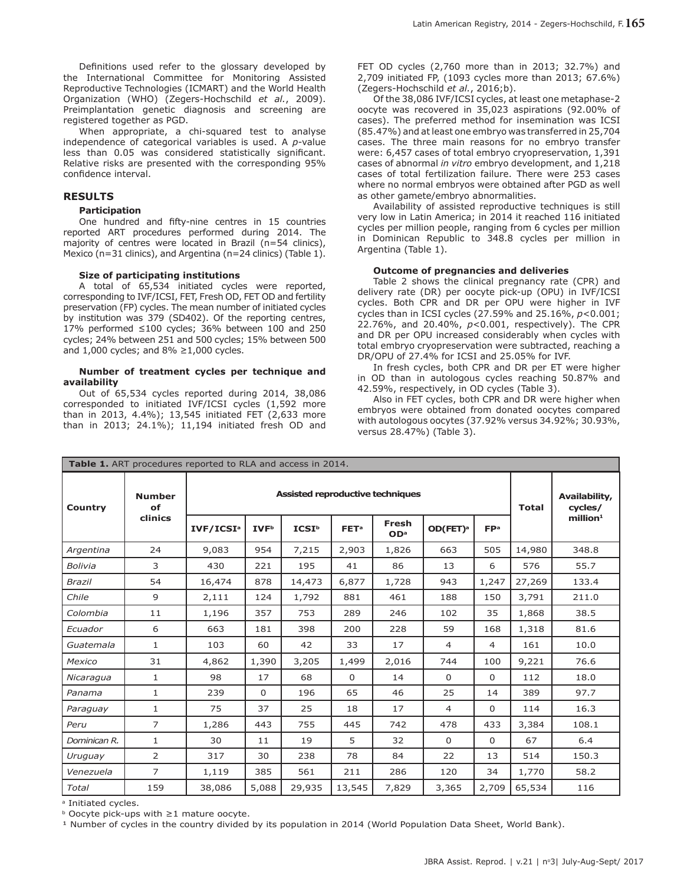Definitions used refer to the glossary developed by the International Committee for Monitoring Assisted Reproductive Technologies (ICMART) and the World Health Organization (WHO) (Zegers-Hochschild *et al.*, 2009). Preimplantation genetic diagnosis and screening are registered together as PGD.

When appropriate, a chi-squared test to analyse independence of categorical variables is used. A *p*-value less than 0.05 was considered statistically significant. Relative risks are presented with the corresponding 95% confidence interval.

## RESULTS

### Participation

One hundred and fifty-nine centres in 15 countries reported ART procedures performed during 2014. The majority of centres were located in Brazil (n=54 clinics), Mexico (n=31 clinics), and Argentina (n=24 clinics) (Table 1).

### Size of participating institutions

A total of 65,534 initiated cycles were reported, corresponding to IVF/ICSI, FET, Fresh OD, FET OD and fertility preservation (FP) cycles. The mean number of initiated cycles by institution was 379 (SD402). Of the reporting centres, 17% performed ≤100 cycles; 36% between 100 and 250 cycles; 24% between 251 and 500 cycles; 15% between 500 and 1,000 cycles; and 8% ≥1,000 cycles.

### Number of treatment cycles per technique and availability

Out of 65,534 cycles reported during 2014, 38,086 corresponded to initiated IVF/ICSI cycles (1,592 more than in 2013, 4.4%); 13,545 initiated FET (2,633 more than in 2013; 24.1%); 11,194 initiated fresh OD and FET OD cycles (2,760 more than in 2013; 32.7%) and 2,709 initiated FP, (1093 cycles more than 2013; 67.6%) (Zegers-Hochschild *et al.*, 2016;b).

Of the 38,086 IVF/ICSI cycles, at least one metaphase-2 oocyte was recovered in 35,023 aspirations (92.00% of cases). The preferred method for insemination was ICSI (85.47%) and at least one embryo was transferred in 25,704 cases. The three main reasons for no embryo transfer were: 6,457 cases of total embryo cryopreservation, 1,391 cases of abnormal *in vitro* embryo development, and 1,218 cases of total fertilization failure. There were 253 cases where no normal embryos were obtained after PGD as well as other gamete/embryo abnormalities.

Availability of assisted reproductive techniques is still very low in Latin America; in 2014 it reached 116 initiated cycles per million people, ranging from 6 cycles per million in Dominican Republic to 348.8 cycles per million in Argentina (Table 1).

### Outcome of pregnancies and deliveries

Table 2 shows the clinical pregnancy rate (CPR) and delivery rate (DR) per oocyte pick-up (OPU) in IVF/ICSI cycles. Both CPR and DR per OPU were higher in IVF cycles than in ICSI cycles (27.59% and 25.16%, $p$<0.001; 22.76%, and 20.40%, $p$<0.001, respectively). The CPR and DR per OPU increased considerably when cycles with total embryo cryopreservation were subtracted, reaching a DR/OPU of 27.4% for ICSI and 25.05% for IVF.

In fresh cycles, both CPR and DR per ET were higher in OD than in autologous cycles reaching 50.87% and 42.59%, respectively, in OD cycles (Table 3).

Also in FET cycles, both CPR and DR were higher when embryos were obtained from donated oocytes compared with autologous oocytes (37.92% versus 34.92%; 30.93%, versus 28.47%) (Table 3).

**Table 1.** ART procedures reported to RLA and access in 2014.

| Country | Number of clinics | Assisted reproductive techniques | | | | | | | Total | Availability, cycles/ million[1] |
|---|---|---|---|---|---|---|---|---|---|---|
| | | IVF/ICSI[a] | IVF[b] | ICSI[b] | FET[a] | Fresh OD[a] | OD(FET)[a] | FP[a] | | |
| *Argentina* | 24 | 9,083 | 954 | 7,215 | 2,903 | 1,826 | 663 | 505 | 14,980 | 348.8 |
| *Bolivia* | 3 | 430 | 221 | 195 | 41 | 86 | 13 | 6 | 576 | 55.7 |
| *Brazil* | 54 | 16,474 | 878 | 14,473 | 6,877 | 1,728 | 943 | 1,247 | 27,269 | 133.4 |
| *Chile* | 9 | 2,111 | 124 | 1,792 | 881 | 461 | 188 | 150 | 3,791 | 211.0 |
| *Colombia* | 11 | 1,196 | 357 | 753 | 289 | 246 | 102 | 35 | 1,868 | 38.5 |
| *Ecuador* | 6 | 663 | 181 | 398 | 200 | 228 | 59 | 168 | 1,318 | 81.6 |
| *Guatemala* | 1 | 103 | 60 | 42 | 33 | 17 | 4 | 4 | 161 | 10.0 |
| *Mexico* | 31 | 4,862 | 1,390 | 3,205 | 1,499 | 2,016 | 744 | 100 | 9,221 | 76.6 |
| *Nicaragua* | 1 | 98 | 17 | 68 | 0 | 14 | 0 | 0 | 112 | 18.0 |
| *Panama* | 1 | 239 | 0 | 196 | 65 | 46 | 25 | 14 | 389 | 97.7 |
| *Paraguay* | 1 | 75 | 37 | 25 | 18 | 17 | 4 | 0 | 114 | 16.3 |
| *Peru* | 7 | 1,286 | 443 | 755 | 445 | 742 | 478 | 433 | 3,384 | 108.1 |
| *Dominican R.* | 1 | 30 | 11 | 19 | 5 | 32 | 0 | 0 | 67 | 6.4 |
| *Uruguay* | 2 | 317 | 30 | 238 | 78 | 84 | 22 | 13 | 514 | 150.3 |
| *Venezuela* | 7 | 1,119 | 385 | 561 | 211 | 286 | 120 | 34 | 1,770 | 58.2 |
| *Total* | 159 | 38,086 | 5,088 | 29,935 | 13,545 | 7,829 | 3,365 | 2,709 | 65,534 | 116 |

[a] Initiated cycles.

[b] Oocyte pick-ups with ≥1 mature oocyte.

[1] Number of cycles in the country divided by its population in 2014 (World Population Data Sheet, World Bank).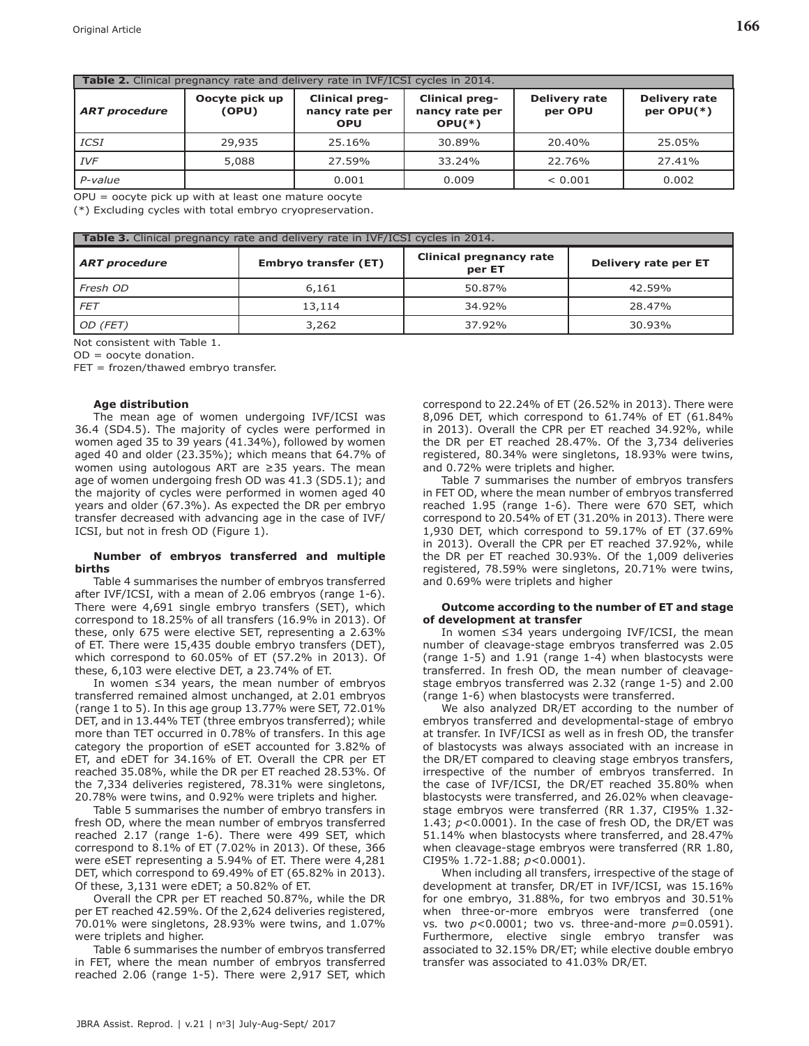**Table 2.** Clinical pregnancy rate and delivery rate in IVF/ICSI cycles in 2014.

| *ART procedure* | Oocyte pick up (OPU) | Clinical pregnancy rate per OPU | Clinical pregnancy rate per OPU(*) | Delivery rate per OPU | Delivery rate per OPU(*) |
|---|---|---|---|---|---|
| *ICSI* | 29,935 | 25.16% | 30.89% | 20.40% | 25.05% |
| *IVF* | 5,088 | 27.59% | 33.24% | 22.76% | 27.41% |
| *P-value* | | 0.001 | 0.009 | < 0.001 | 0.002 |

OPU = oocyte pick up with at least one mature oocyte

(*) Excluding cycles with total embryo cryopreservation.

**Table 3.** Clinical pregnancy rate and delivery rate in IVF/ICSI cycles in 2014.

| *ART procedure* | Embryo transfer (ET) | Clinical pregnancy rate per ET | Delivery rate per ET |
|---|---|---|---|
| *Fresh OD* | 6,161 | 50.87% | 42.59% |
| *FET* | 13,114 | 34.92% | 28.47% |
| *OD (FET)* | 3,262 | 37.92% | 30.93% |

Not consistent with Table 1.

OD = oocyte donation.

FET = frozen/thawed embryo transfer.

**Age distribution**

The mean age of women undergoing IVF/ICSI was 36.4 (SD4.5). The majority of cycles were performed in women aged 35 to 39 years (41.34%), followed by women aged 40 and older (23.35%); which means that 64.7% of women using autologous ART are ≥35 years. The mean age of women undergoing fresh OD was 41.3 (SD5.1); and the majority of cycles were performed in women aged 40 years and older (67.3%). As expected the DR per embryo transfer decreased with advancing age in the case of IVF/ICSI, but not in fresh OD (Figure 1).

**Number of embryos transferred and multiple births**

Table 4 summarises the number of embryos transferred after IVF/ICSI, with a mean of 2.06 embryos (range 1-6). There were 4,691 single embryo transfers (SET), which correspond to 18.25% of all transfers (16.9% in 2013). Of these, only 675 were elective SET, representing a 2.63% of ET. There were 15,435 double embryo transfers (DET), which correspond to 60.05% of ET (57.2% in 2013). Of these, 6,103 were elective DET, a 23.74% of ET.

In women ≤34 years, the mean number of embryos transferred remained almost unchanged, at 2.01 embryos (range 1 to 5). In this age group 13.77% were SET, 72.01% DET, and in 13.44% TET (three embryos transferred); while more than TET occurred in 0.78% of transfers. In this age category the proportion of eSET accounted for 3.82% of ET, and eDET for 34.16% of ET. Overall the CPR per ET reached 35.08%, while the DR per ET reached 28.53%. Of the 7,334 deliveries registered, 78.31% were singletons, 20.78% were twins, and 0.92% were triplets and higher.

Table 5 summarises the number of embryo transfers in fresh OD, where the mean number of embryos transferred reached 2.17 (range 1-6). There were 499 SET, which correspond to 8.1% of ET (7.02% in 2013). Of these, 366 were eSET representing a 5.94% of ET. There were 4,281 DET, which correspond to 69.49% of ET (65.82% in 2013). Of these, 3,131 were eDET; a 50.82% of ET.

Overall the CPR per ET reached 50.87%, while the DR per ET reached 42.59%. Of the 2,624 deliveries registered, 70.01% were singletons, 28.93% were twins, and 1.07% were triplets and higher.

Table 6 summarises the number of embryos transferred in FET, where the mean number of embryos transferred reached 2.06 (range 1-5). There were 2,917 SET, which correspond to 22.24% of ET (26.52% in 2013). There were 8,096 DET, which correspond to 61.74% of ET (61.84% in 2013). Overall the CPR per ET reached 34.92%, while the DR per ET reached 28.47%. Of the 3,734 deliveries registered, 80.34% were singletons, 18.93% were twins, and 0.72% were triplets and higher.

Table 7 summarises the number of embryos transfers in FET OD, where the mean number of embryos transferred reached 1.95 (range 1-6). There were 670 SET, which correspond to 20.54% of ET (31.20% in 2013). There were 1,930 DET, which correspond to 59.17% of ET (37.69% in 2013). Overall the CPR per ET reached 37.92%, while the DR per ET reached 30.93%. Of the 1,009 deliveries registered, 78.59% were singletons, 20.71% were twins, and 0.69% were triplets and higher

**Outcome according to the number of ET and stage of development at transfer**

In women ≤34 years undergoing IVF/ICSI, the mean number of cleavage-stage embryos transferred was 2.05 (range 1-5) and 1.91 (range 1-4) when blastocysts were transferred. In fresh OD, the mean number of cleavage-stage embryos transferred was 2.32 (range 1-5) and 2.00 (range 1-6) when blastocysts were transferred.

We also analyzed DR/ET according to the number of embryos transferred and developmental-stage of embryo at transfer. In IVF/ICSI as well as in fresh OD, the transfer of blastocysts was always associated with an increase in the DR/ET compared to cleaving stage embryos transfers, irrespective of the number of embryos transferred. In the case of IVF/ICSI, the DR/ET reached 35.80% when blastocysts were transferred, and 26.02% when cleavage-stage embryos were transferred (RR 1.37, CI95% 1.32-1.43; $p<0.0001$). In the case of fresh OD, the DR/ET was 51.14% when blastocysts where transferred, and 28.47% when cleavage-stage embryos were transferred (RR 1.80, CI95% 1.72-1.88; $p<0.0001$).

When including all transfers, irrespective of the stage of development at transfer, DR/ET in IVF/ICSI, was 15.16% for one embryo, 31.88%, for two embryos and 30.51% when three-or-more embryos were transferred (one vs. two $p<0.0001$; two vs. three-and-more $p=0.0591$). Furthermore, elective single embryo transfer was associated to 32.15% DR/ET; while elective double embryo transfer was associated to 41.03% DR/ET.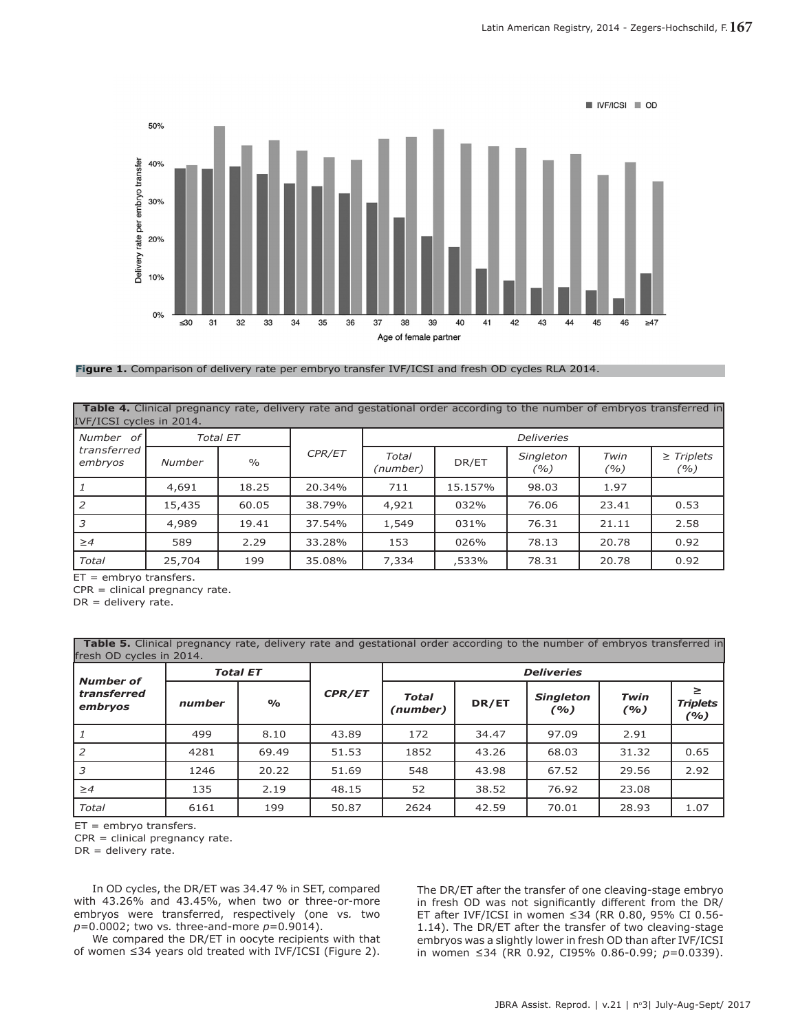Figure 1. Comparison of delivery rate per embryo transfer IVF/ICSI and fresh OD cycles RLA 2014.

**Table 4.** Clinical pregnancy rate, delivery rate and gestational order according to the number of embryos transferred in IVF/ICSI cycles in 2014.

| *Number of transferred embryos* | *Total ET* | | *CPR/ET* | *Deliveries* | | | | |
|---|---|---|---|---|---|---|---|---|
| | *Number* | *%* | | *Total (number)* | *DR/ET* | *Singleton (%)* | *Twin (%)* | *≥ Triplets (%)* |
| *1* | 4,691 | 18.25 | 20.34% | 711 | 15.157% | 98.03 | 1.97 | |
| *2* | 15,435 | 60.05 | 38.79% | 4,921 | 032% | 76.06 | 23.41 | 0.53 |
| *3* | 4,989 | 19.41 | 37.54% | 1,549 | 031% | 76.31 | 21.11 | 2.58 |
| *≥4* | 589 | 2.29 | 33.28% | 153 | 026% | 78.13 | 20.78 | 0.92 |
| *Total* | 25,704 | 199 | 35.08% | 7,334 | ,533% | 78.31 | 20.78 | 0.92 |

ET = embryo transfers.
CPR = clinical pregnancy rate.
DR = delivery rate.

**Table 5.** Clinical pregnancy rate, delivery rate and gestational order according to the number of embryos transferred in fresh OD cycles in 2014.

| ***Number of transferred embryos*** | ***Total ET*** | | ***CPR/ET*** | ***Deliveries*** | | | | |
|---|---|---|---|---|---|---|---|---|
| | ***number*** | ***%*** | | ***Total (number)*** | ***DR/ET*** | ***Singleton (%)*** | ***Twin (%)*** | ***≥ Triplets (%)*** |
| *1* | 499 | 8.10 | 43.89 | 172 | 34.47 | 97.09 | 2.91 | |
| *2* | 4281 | 69.49 | 51.53 | 1852 | 43.26 | 68.03 | 31.32 | 0.65 |
| *3* | 1246 | 20.22 | 51.69 | 548 | 43.98 | 67.52 | 29.56 | 2.92 |
| *≥4* | 135 | 2.19 | 48.15 | 52 | 38.52 | 76.92 | 23.08 | |
| *Total* | 6161 | 199 | 50.87 | 2624 | 42.59 | 70.01 | 28.93 | 1.07 |

ET = embryo transfers.
CPR = clinical pregnancy rate.
DR = delivery rate.

In OD cycles, the DR/ET was 34.47 % in SET, compared with 43.26% and 43.45%, when two or three-or-more embryos were transferred, respectively (one vs. two $p$=0.0002; two vs. three-and-more $p$=0.9014).

We compared the DR/ET in oocyte recipients with that of women ≤34 years old treated with IVF/ICSI (Figure 2). The DR/ET after the transfer of one cleaving-stage embryo in fresh OD was not significantly different from the DR/ET after IVF/ICSI in women ≤34 (RR 0.80, 95% CI 0.56-1.14). The DR/ET after the transfer of two cleaving-stage embryos was a slightly lower in fresh OD than after IVF/ICSI in women ≤34 (RR 0.92, CI95% 0.86-0.99; $p$=0.0339).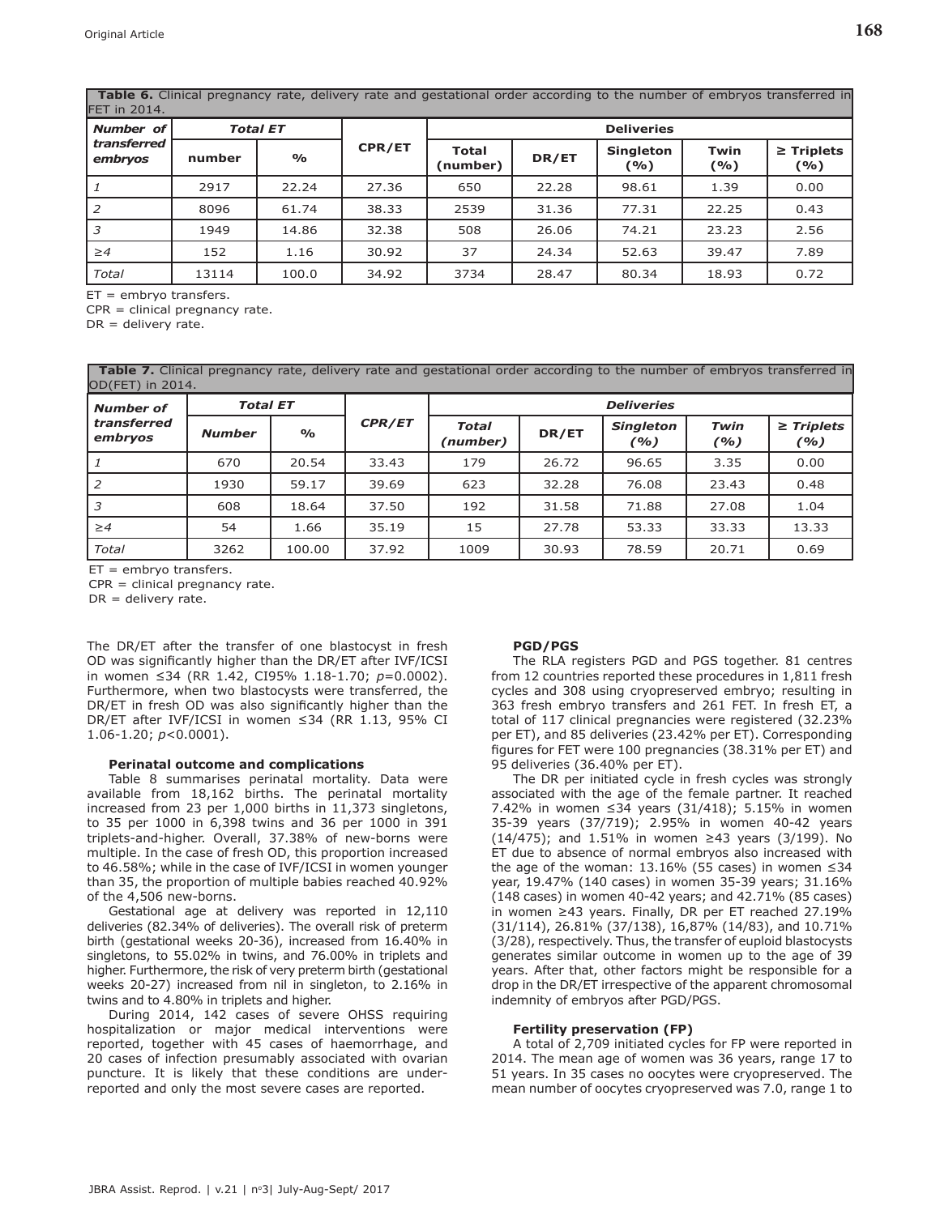**Table 6.** Clinical pregnancy rate, delivery rate and gestational order according to the number of embryos transferred in FET in 2014.

| *Number of transferred embryos* | *Total ET* | | CPR/ET | Deliveries | | | | |
|---|---|---|---|---|---|---|---|---|
| | number | % | | Total (number) | DR/ET | Singleton (%) | Twin (%) | ≥ Triplets (%) |
| *1* | 2917 | 22.24 | 27.36 | 650 | 22.28 | 98.61 | 1.39 | 0.00 |
| *2* | 8096 | 61.74 | 38.33 | 2539 | 31.36 | 77.31 | 22.25 | 0.43 |
| *3* | 1949 | 14.86 | 32.38 | 508 | 26.06 | 74.21 | 23.23 | 2.56 |
| *≥4* | 152 | 1.16 | 30.92 | 37 | 24.34 | 52.63 | 39.47 | 7.89 |
| *Total* | 13114 | 100.0 | 34.92 | 3734 | 28.47 | 80.34 | 18.93 | 0.72 |

ET = embryo transfers.
CPR = clinical pregnancy rate.
DR = delivery rate.

**Table 7.** Clinical pregnancy rate, delivery rate and gestational order according to the number of embryos transferred in OD(FET) in 2014.

| *Number of transferred embryos* | *Total ET* | | *CPR/ET* | *Deliveries* | | | | |
|---|---|---|---|---|---|---|---|---|
| | *Number* | *%* | | *Total (number)* | DR/ET | *Singleton (%)* | *Twin (%)* | *≥ Triplets (%)* |
| *1* | 670 | 20.54 | 33.43 | 179 | 26.72 | 96.65 | 3.35 | 0.00 |
| *2* | 1930 | 59.17 | 39.69 | 623 | 32.28 | 76.08 | 23.43 | 0.48 |
| *3* | 608 | 18.64 | 37.50 | 192 | 31.58 | 71.88 | 27.08 | 1.04 |
| *≥4* | 54 | 1.66 | 35.19 | 15 | 27.78 | 53.33 | 33.33 | 13.33 |
| *Total* | 3262 | 100.00 | 37.92 | 1009 | 30.93 | 78.59 | 20.71 | 0.69 |

ET = embryo transfers.
CPR = clinical pregnancy rate.
DR = delivery rate.

The DR/ET after the transfer of one blastocyst in fresh OD was significantly higher than the DR/ET after IVF/ICSI in women ≤34 (RR 1.42, CI95% 1.18-1.70; *p*=0.0002). Furthermore, when two blastocysts were transferred, the DR/ET in fresh OD was also significantly higher than the DR/ET after IVF/ICSI in women ≤34 (RR 1.13, 95% CI 1.06-1.20; *p*<0.0001).

#### Perinatal outcome and complications

Table 8 summarises perinatal mortality. Data were available from 18,162 births. The perinatal mortality increased from 23 per 1,000 births in 11,373 singletons, to 35 per 1000 in 6,398 twins and 36 per 1000 in 391 triplets-and-higher. Overall, 37.38% of new-borns were multiple. In the case of fresh OD, this proportion increased to 46.58%; while in the case of IVF/ICSI in women younger than 35, the proportion of multiple babies reached 40.92% of the 4,506 new-borns.

Gestational age at delivery was reported in 12,110 deliveries (82.34% of deliveries). The overall risk of preterm birth (gestational weeks 20-36), increased from 16.40% in singletons, to 55.02% in twins, and 76.00% in triplets and higher. Furthermore, the risk of very preterm birth (gestational weeks 20-27) increased from nil in singleton, to 2.16% in twins and to 4.80% in triplets and higher.

During 2014, 142 cases of severe OHSS requiring hospitalization or major medical interventions were reported, together with 45 cases of haemorrhage, and 20 cases of infection presumably associated with ovarian puncture. It is likely that these conditions are under-reported and only the most severe cases are reported.

#### PGD/PGS

The RLA registers PGD and PGS together. 81 centres from 12 countries reported these procedures in 1,811 fresh cycles and 308 using cryopreserved embryo; resulting in 363 fresh embryo transfers and 261 FET. In fresh ET, a total of 117 clinical pregnancies were registered (32.23% per ET), and 85 deliveries (23.42% per ET). Corresponding figures for FET were 100 pregnancies (38.31% per ET) and 95 deliveries (36.40% per ET).

The DR per initiated cycle in fresh cycles was strongly associated with the age of the female partner. It reached 7.42% in women ≤34 years (31/418); 5.15% in women 35-39 years (37/719); 2.95% in women 40-42 years (14/475); and 1.51% in women ≥43 years (3/199). No ET due to absence of normal embryos also increased with the age of the woman: 13.16% (55 cases) in women ≤34 year, 19.47% (140 cases) in women 35-39 years; 31.16% (148 cases) in women 40-42 years; and 42.71% (85 cases) in women ≥43 years. Finally, DR per ET reached 27.19% (31/114), 26.81% (37/138), 16,87% (14/83), and 10.71% (3/28), respectively. Thus, the transfer of euploid blastocysts generates similar outcome in women up to the age of 39 years. After that, other factors might be responsible for a drop in the DR/ET irrespective of the apparent chromosomal indemnity of embryos after PGD/PGS.

#### Fertility preservation (FP)

A total of 2,709 initiated cycles for FP were reported in 2014. The mean age of women was 36 years, range 17 to 51 years. In 35 cases no oocytes were cryopreserved. The mean number of oocytes cryopreserved was 7.0, range 1 to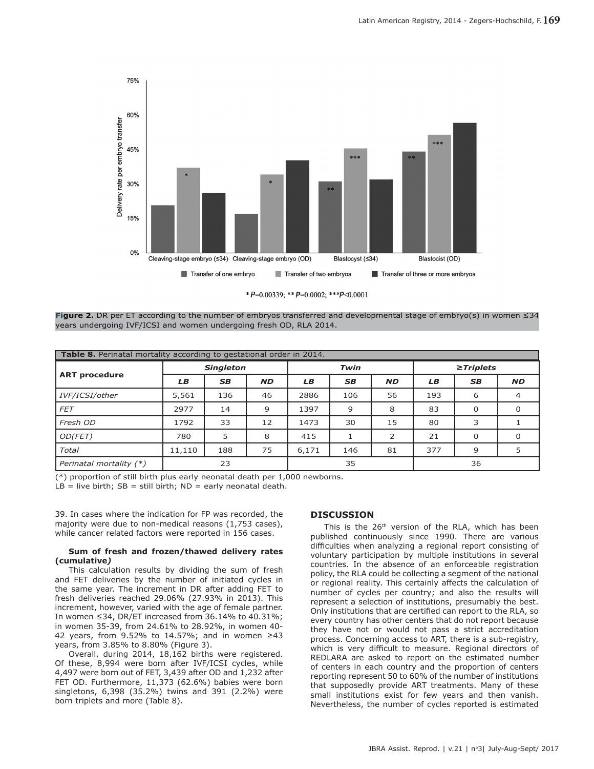\* $P$=0.00339; \*\* $P$=0.0002; \*\*\*$P$<0.0001

**Figure 2.** DR per ET according to the number of embryos transferred and developmental stage of embryo(s) in women ≤34 years undergoing IVF/ICSI and women undergoing fresh OD, RLA 2014.

**Table 8.** Perinatal mortality according to gestational order in 2014.

| ART procedure | Singleton | | | Twin | | | ≥Triplets | | |
|---|---|---|---|---|---|---|---|---|---|
| | LB | SB | ND | LB | SB | ND | LB | SB | ND |
| *IVF/ICSI/other* | 5,561 | 136 | 46 | 2886 | 106 | 56 | 193 | 6 | 4 |
| *FET* | 2977 | 14 | 9 | 1397 | 9 | 8 | 83 | 0 | 0 |
| *Fresh OD* | 1792 | 33 | 12 | 1473 | 30 | 15 | 80 | 3 | 1 |
| *OD(FET)* | 780 | 5 | 8 | 415 | 1 | 2 | 21 | 0 | 0 |
| *Total* | 11,110 | 188 | 75 | 6,171 | 146 | 81 | 377 | 9 | 5 |
| *Perinatal mortality (\*)* | 23 | | | 35 | | | 36 | | |

(\*) proportion of still birth plus early neonatal death per 1,000 newborns.
LB = live birth; SB = still birth; ND = early neonatal death.

39. In cases where the indication for FP was recorded, the majority were due to non-medical reasons (1,753 cases), while cancer related factors were reported in 156 cases.

**Sum of fresh and frozen/thawed delivery rates (cumulative*)***

This calculation results by dividing the sum of fresh and FET deliveries by the number of initiated cycles in the same year. The increment in DR after adding FET to fresh deliveries reached 29.06% (27.93% in 2013). This increment, however, varied with the age of female partner. In women ≤34, DR/ET increased from 36.14% to 40.31%; in women 35-39, from 24.61% to 28.92%, in women 40-42 years, from 9.52% to 14.57%; and in women ≥43 years, from 3.85% to 8.80% (Figure 3).

Overall, during 2014, 18,162 births were registered. Of these, 8,994 were born after IVF/ICSI cycles, while 4,497 were born out of FET, 3,439 after OD and 1,232 after FET OD. Furthermore, 11,373 (62.6%) babies were born singletons, 6,398 (35.2%) twins and 391 (2.2%) were born triplets and more (Table 8).

## DISCUSSION

This is the 26th version of the RLA, which has been published continuously since 1990. There are various difficulties when analyzing a regional report consisting of voluntary participation by multiple institutions in several countries. In the absence of an enforceable registration policy, the RLA could be collecting a segment of the national or regional reality. This certainly affects the calculation of number of cycles per country; and also the results will represent a selection of institutions, presumably the best. Only institutions that are certified can report to the RLA, so every country has other centers that do not report because they have not or would not pass a strict accreditation process. Concerning access to ART, there is a sub-registry, which is very difficult to measure. Regional directors of REDLARA are asked to report on the estimated number of centers in each country and the proportion of centers reporting represent 50 to 60% of the number of institutions that supposedly provide ART treatments. Many of these small institutions exist for few years and then vanish. Nevertheless, the number of cycles reported is estimated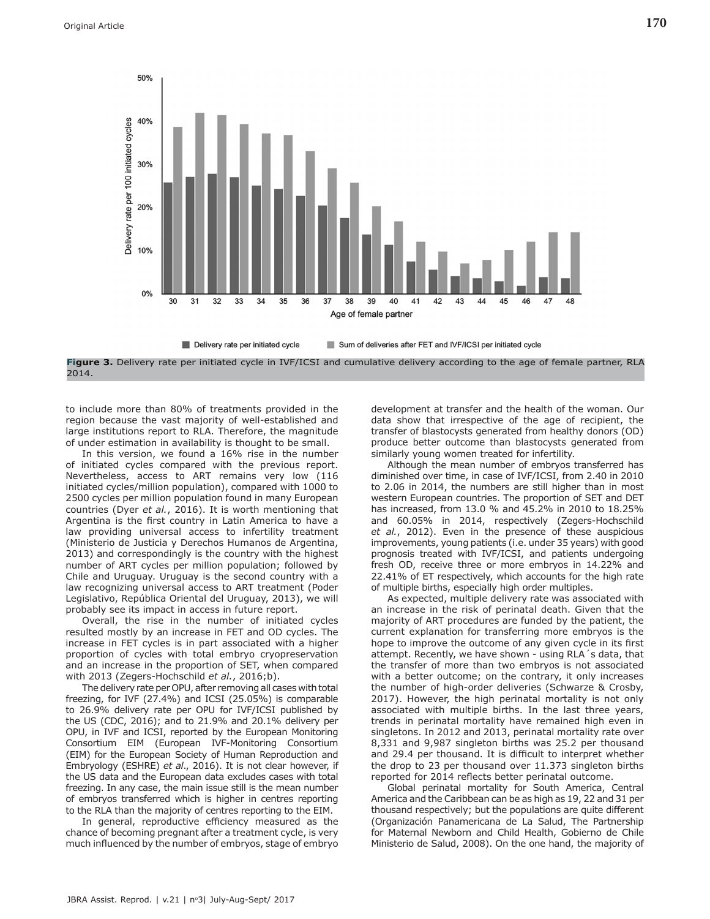**Figure 3.** Delivery rate per initiated cycle in IVF/ICSI and cumulative delivery according to the age of female partner, RLA 2014.

to include more than 80% of treatments provided in the region because the vast majority of well-established and large institutions report to RLA. Therefore, the magnitude of under estimation in availability is thought to be small.

In this version, we found a 16% rise in the number of initiated cycles compared with the previous report. Nevertheless, access to ART remains very low (116 initiated cycles/million population), compared with 1000 to 2500 cycles per million population found in many European countries (Dyer *et al.*, 2016). It is worth mentioning that Argentina is the first country in Latin America to have a law providing universal access to infertility treatment (Ministerio de Justicia y Derechos Humanos de Argentina, 2013) and correspondingly is the country with the highest number of ART cycles per million population; followed by Chile and Uruguay. Uruguay is the second country with a law recognizing universal access to ART treatment (Poder Legislativo, República Oriental del Uruguay, 2013), we will probably see its impact in access in future report.

Overall, the rise in the number of initiated cycles resulted mostly by an increase in FET and OD cycles. The increase in FET cycles is in part associated with a higher proportion of cycles with total embryo cryopreservation and an increase in the proportion of SET, when compared with 2013 (Zegers-Hochschild *et al.*, 2016;b).

The delivery rate per OPU, after removing all cases with total freezing, for IVF (27.4%) and ICSI (25.05%) is comparable to 26.9% delivery rate per OPU for IVF/ICSI published by the US (CDC, 2016); and to 21.9% and 20.1% delivery per OPU, in IVF and ICSI, reported by the European Monitoring Consortium EIM (European IVF-Monitoring Consortium (EIM) for the European Society of Human Reproduction and Embryology (ESHRE) *et al*., 2016). It is not clear however, if the US data and the European data excludes cases with total freezing. In any case, the main issue still is the mean number of embryos transferred which is higher in centres reporting to the RLA than the majority of centres reporting to the EIM.

In general, reproductive efficiency measured as the chance of becoming pregnant after a treatment cycle, is very much influenced by the number of embryos, stage of embryo development at transfer and the health of the woman. Our data show that irrespective of the age of recipient, the transfer of blastocysts generated from healthy donors (OD) produce better outcome than blastocysts generated from similarly young women treated for infertility.

Although the mean number of embryos transferred has diminished over time, in case of IVF/ICSI, from 2.40 in 2010 to 2.06 in 2014, the numbers are still higher than in most western European countries. The proportion of SET and DET has increased, from 13.0 % and 45.2% in 2010 to 18.25% and 60.05% in 2014, respectively (Zegers-Hochschild *et al.*, 2012). Even in the presence of these auspicious improvements, young patients (i.e. under 35 years) with good prognosis treated with IVF/ICSI, and patients undergoing fresh OD, receive three or more embryos in 14.22% and 22.41% of ET respectively, which accounts for the high rate of multiple births, especially high order multiples.

As expected, multiple delivery rate was associated with an increase in the risk of perinatal death. Given that the majority of ART procedures are funded by the patient, the current explanation for transferring more embryos is the hope to improve the outcome of any given cycle in its first attempt. Recently, we have shown - using RLA´s data, that the transfer of more than two embryos is not associated with a better outcome; on the contrary, it only increases the number of high-order deliveries (Schwarze & Crosby, 2017). However, the high perinatal mortality is not only associated with multiple births. In the last three years, trends in perinatal mortality have remained high even in singletons. In 2012 and 2013, perinatal mortality rate over 8,331 and 9,987 singleton births was 25.2 per thousand and 29.4 per thousand. It is difficult to interpret whether the drop to 23 per thousand over 11.373 singleton births reported for 2014 reflects better perinatal outcome.

Global perinatal mortality for South America, Central America and the Caribbean can be as high as 19, 22 and 31 per thousand respectively; but the populations are quite different (Organización Panamericana de La Salud, The Partnership for Maternal Newborn and Child Health, Gobierno de Chile Ministerio de Salud, 2008). On the one hand, the majority of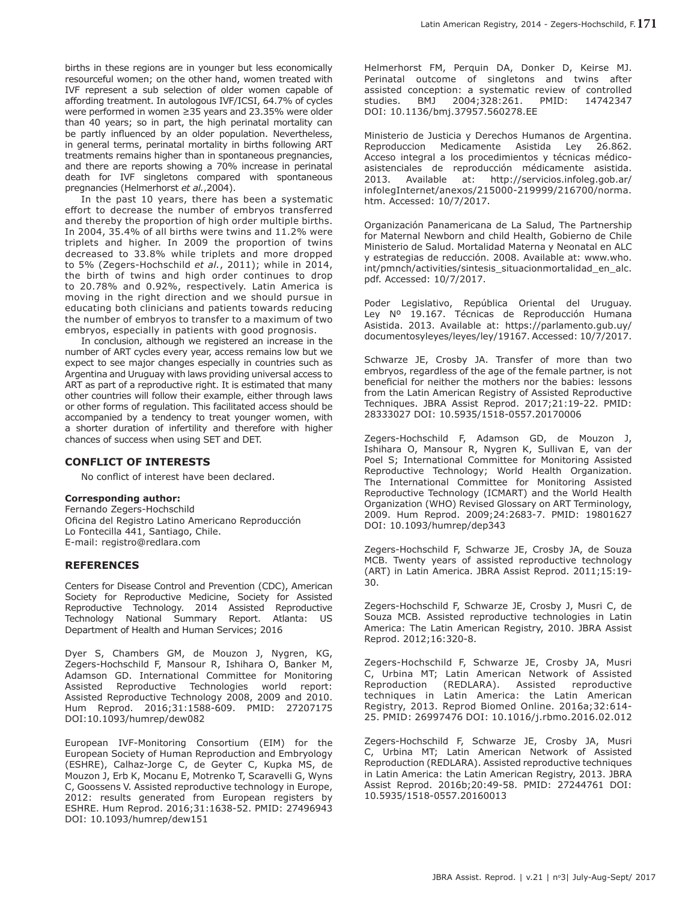births in these regions are in younger but less economically resourceful women; on the other hand, women treated with IVF represent a sub selection of older women capable of affording treatment. In autologous IVF/ICSI, 64.7% of cycles were performed in women ≥35 years and 23.35% were older than 40 years; so in part, the high perinatal mortality can be partly influenced by an older population. Nevertheless, in general terms, perinatal mortality in births following ART treatments remains higher than in spontaneous pregnancies, and there are reports showing a 70% increase in perinatal death for IVF singletons compared with spontaneous pregnancies (Helmerhorst *et al.*,2004).

In the past 10 years, there has been a systematic effort to decrease the number of embryos transferred and thereby the proportion of high order multiple births. In 2004, 35.4% of all births were twins and 11.2% were triplets and higher. In 2009 the proportion of twins decreased to 33.8% while triplets and more dropped to 5% (Zegers-Hochschild *et al.*, 2011); while in 2014, the birth of twins and high order continues to drop to 20.78% and 0.92%, respectively. Latin America is moving in the right direction and we should pursue in educating both clinicians and patients towards reducing the number of embryos to transfer to a maximum of two embryos, especially in patients with good prognosis.

In conclusion, although we registered an increase in the number of ART cycles every year, access remains low but we expect to see major changes especially in countries such as Argentina and Uruguay with laws providing universal access to ART as part of a reproductive right. It is estimated that many other countries will follow their example, either through laws or other forms of regulation. This facilitated access should be accompanied by a tendency to treat younger women, with a shorter duration of infertility and therefore with higher chances of success when using SET and DET.

## CONFLICT OF INTERESTS

No conflict of interest have been declared.

**Corresponding author:**
Fernando Zegers-Hochschild
Oficina del Registro Latino Americano Reproducción
Lo Fontecilla 441, Santiago, Chile.
E-mail: registro@redlara.com

## REFERENCES

Centers for Disease Control and Prevention (CDC), American Society for Reproductive Medicine, Society for Assisted Reproductive Technology. 2014 Assisted Reproductive Technology National Summary Report. Atlanta: US Department of Health and Human Services; 2016

Dyer S, Chambers GM, de Mouzon J, Nygren, KG, Zegers-Hochschild F, Mansour R, Ishihara O, Banker M, Adamson GD. International Committee for Monitoring Assisted Reproductive Technologies world report: Assisted Reproductive Technology 2008, 2009 and 2010. Hum Reprod. 2016;31:1588-609. PMID: 27207175 DOI:10.1093/humrep/dew082

European IVF-Monitoring Consortium (EIM) for the European Society of Human Reproduction and Embryology (ESHRE), Calhaz-Jorge C, de Geyter C, Kupka MS, de Mouzon J, Erb K, Mocanu E, Motrenko T, Scaravelli G, Wyns C, Goossens V. Assisted reproductive technology in Europe, 2012: results generated from European registers by ESHRE. Hum Reprod. 2016;31:1638-52. PMID: 27496943 DOI: 10.1093/humrep/dew151

Helmerhorst FM, Perquin DA, Donker D, Keirse MJ. Perinatal outcome of singletons and twins after assisted conception: a systematic review of controlled studies. BMJ 2004;328:261. PMID: 14742347 DOI: 10.1136/bmj.37957.560278.EE

Ministerio de Justicia y Derechos Humanos de Argentina. Reproduccion Medicamente Asistida Ley 26.862. Acceso integral a los procedimientos y técnicas médico-asistenciales de reproducción médicamente asistida. 2013. Available at: http://servicios.infoleg.gob.ar/infolegInternet/anexos/215000-219999/216700/norma.htm. Accessed: 10/7/2017.

Organización Panamericana de La Salud, The Partnership for Maternal Newborn and child Health, Gobierno de Chile Ministerio de Salud. Mortalidad Materna y Neonatal en ALC y estrategias de reducción. 2008. Available at: www.who.int/pmnch/activities/sintesis_situacionmortalidad_en_alc.pdf. Accessed: 10/7/2017.

Poder Legislativo, República Oriental del Uruguay. Ley Nº 19.167. Técnicas de Reproducción Humana Asistida. 2013. Available at: https://parlamento.gub.uy/documentosyleyes/leyes/ley/19167. Accessed: 10/7/2017.

Schwarze JE, Crosby JA. Transfer of more than two embryos, regardless of the age of the female partner, is not beneficial for neither the mothers nor the babies: lessons from the Latin American Registry of Assisted Reproductive Techniques. JBRA Assist Reprod. 2017;21:19-22. PMID: 28333027 DOI: 10.5935/1518-0557.20170006

Zegers-Hochschild F, Adamson GD, de Mouzon J, Ishihara O, Mansour R, Nygren K, Sullivan E, van der Poel S; International Committee for Monitoring Assisted Reproductive Technology; World Health Organization. The International Committee for Monitoring Assisted Reproductive Technology (ICMART) and the World Health Organization (WHO) Revised Glossary on ART Terminology, 2009. Hum Reprod. 2009;24:2683-7. PMID: 19801627 DOI: 10.1093/humrep/dep343

Zegers-Hochschild F, Schwarze JE, Crosby JA, de Souza MCB. Twenty years of assisted reproductive technology (ART) in Latin America. JBRA Assist Reprod. 2011;15:19-30.

Zegers-Hochschild F, Schwarze JE, Crosby J, Musri C, de Souza MCB. Assisted reproductive technologies in Latin America: The Latin American Registry, 2010. JBRA Assist Reprod. 2012;16:320-8.

Zegers-Hochschild F, Schwarze JE, Crosby JA, Musri C, Urbina MT; Latin American Network of Assisted Reproduction (REDLARA). Assisted reproductive techniques in Latin America: the Latin American Registry, 2013. Reprod Biomed Online. 2016a;32:614-25. PMID: 26997476 DOI: 10.1016/j.rbmo.2016.02.012

Zegers-Hochschild F, Schwarze JE, Crosby JA, Musri C, Urbina MT; Latin American Network of Assisted Reproduction (REDLARA). Assisted reproductive techniques in Latin America: the Latin American Registry, 2013. JBRA Assist Reprod. 2016b;20:49-58. PMID: 27244761 DOI: 10.5935/1518-0557.20160013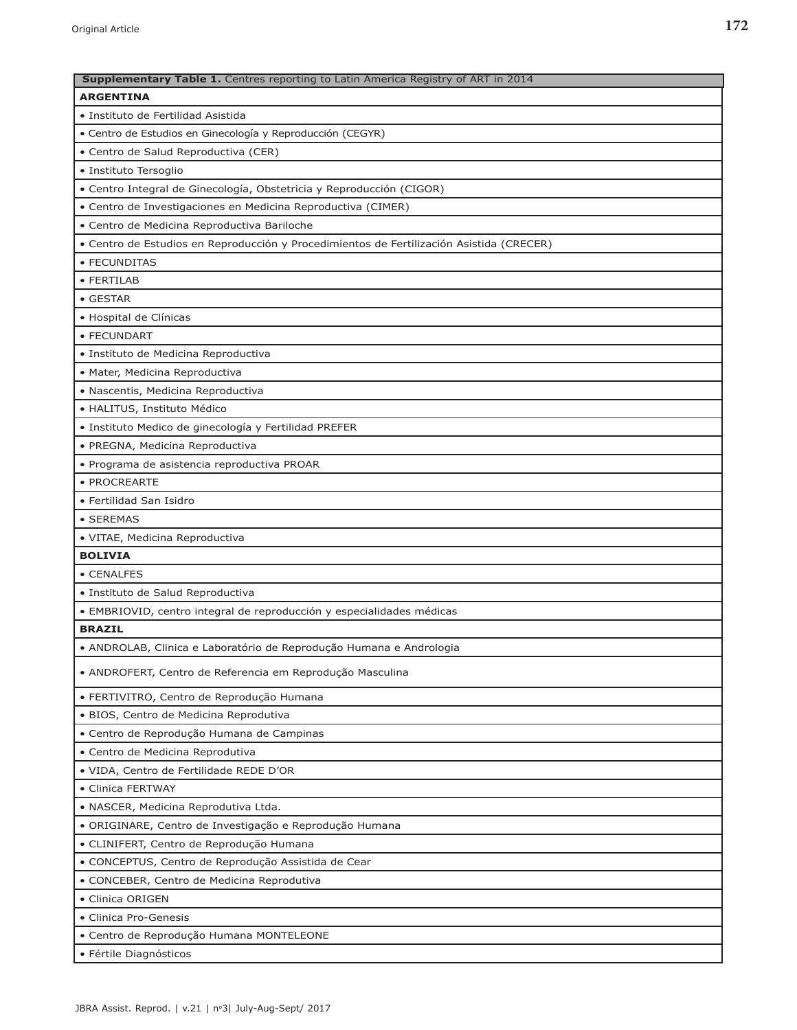| **Supplementary Table 1.** Centres reporting to Latin America Registry of ART in 2014 |
|---|
| **ARGENTINA** |
| • Instituto de Fertilidad Asistida |
| • Centro de Estudios en Ginecología y Reproducción (CEGYR) |
| • Centro de Salud Reproductiva (CER) |
| • Instituto Tersoglio |
| • Centro Integral de Ginecología, Obstetricia y Reproducción (CIGOR) |
| • Centro de Investigaciones en Medicina Reproductiva (CIMER) |
| • Centro de Medicina Reproductiva Bariloche |
| • Centro de Estudios en Reproducción y Procedimientos de Fertilización Asistida (CRECER) |
| • FECUNDITAS |
| • FERTILAB |
| • GESTAR |
| • Hospital de Clínicas |
| • FECUNDART |
| • Instituto de Medicina Reproductiva |
| • Mater, Medicina Reproductiva |
| • Nascentis, Medicina Reproductiva |
| • HALITUS, Instituto Médico |
| • Instituto Medico de ginecología y Fertilidad PREFER |
| • PREGNA, Medicina Reproductiva |
| • Programa de asistencia reproductiva PROAR |
| • PROCREARTE |
| • Fertilidad San Isidro |
| • SEREMAS |
| • VITAE, Medicina Reproductiva |
| **BOLIVIA** |
| • CENALFES |
| • Instituto de Salud Reproductiva |
| • EMBRIOVID, centro integral de reproducción y especialidades médicas |
| **BRAZIL** |
| • ANDROLAB, Clinica e Laboratório de Reprodução Humana e Andrologia |
| • ANDROFERT, Centro de Referencia em Reprodução Masculina |
| • FERTIVITRO, Centro de Reprodução Humana |
| • BIOS, Centro de Medicina Reprodutiva |
| • Centro de Reprodução Humana de Campinas |
| • Centro de Medicina Reprodutiva |
| • VIDA, Centro de Fertilidade REDE D'OR |
| • Clinica FERTWAY |
| • NASCER, Medicina Reprodutiva Ltda. |
| • ORIGINARE, Centro de Investigação e Reprodução Humana |
| • CLINIFERT, Centro de Reprodução Humana |
| • CONCEPTUS, Centro de Reprodução Assistida de Cear |
| • CONCEBER, Centro de Medicina Reprodutiva |
| • Clinica ORIGEN |
| • Clinica Pro-Genesis |
| • Centro de Reprodução Humana MONTELEONE |
| • Fértile Diagnósticos |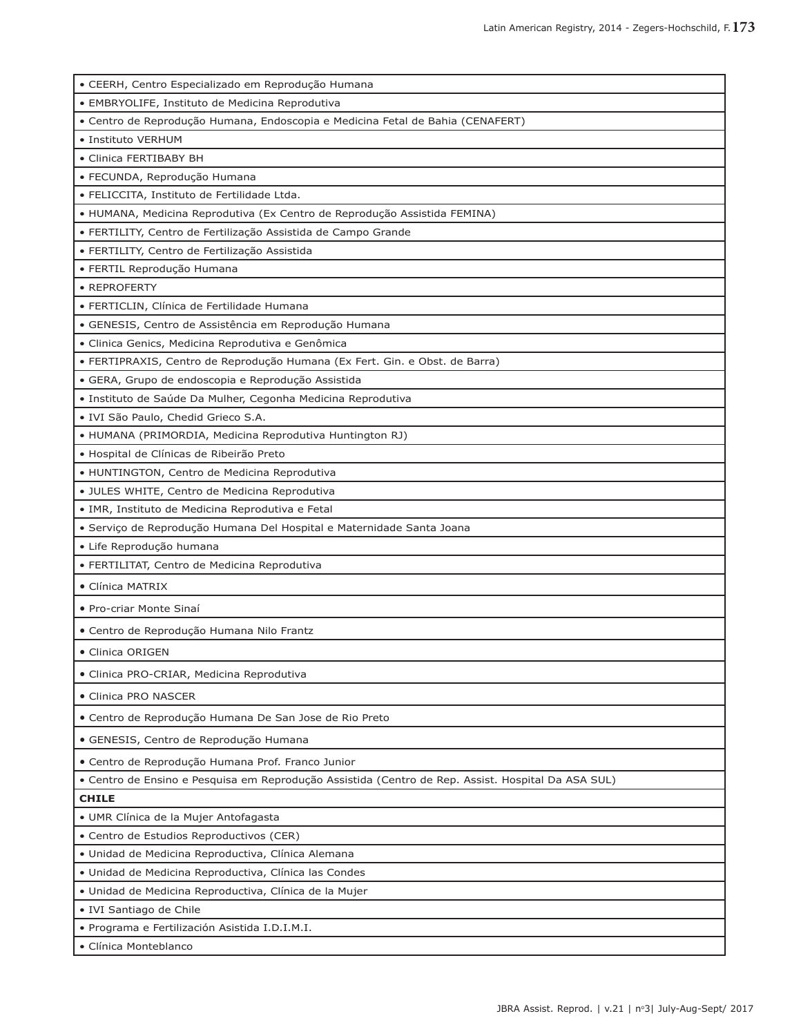| |
|---|
| • CEERH, Centro Especializado em Reprodução Humana |
| • EMBRYOLIFE, Instituto de Medicina Reprodutiva |
| • Centro de Reprodução Humana, Endoscopia e Medicina Fetal de Bahia (CENAFERT) |
| • Instituto VERHUM |
| • Clinica FERTIBABY BH |
| • FECUNDA, Reprodução Humana |
| • FELICCITA, Instituto de Fertilidade Ltda. |
| • HUMANA, Medicina Reprodutiva (Ex Centro de Reprodução Assistida FEMINA) |
| • FERTILITY, Centro de Fertilização Assistida de Campo Grande |
| • FERTILITY, Centro de Fertilização Assistida |
| • FERTIL Reprodução Humana |
| • REPROFERTY |
| • FERTICLIN, Clínica de Fertilidade Humana |
| • GENESIS, Centro de Assistência em Reprodução Humana |
| • Clinica Genics, Medicina Reprodutiva e Genômica |
| • FERTIPRAXIS, Centro de Reprodução Humana (Ex Fert. Gin. e Obst. de Barra) |
| • GERA, Grupo de endoscopia e Reprodução Assistida |
| • Instituto de Saúde Da Mulher, Cegonha Medicina Reprodutiva |
| • IVI São Paulo, Chedid Grieco S.A. |
| • HUMANA (PRIMORDIA, Medicina Reprodutiva Huntington RJ) |
| • Hospital de Clínicas de Ribeirão Preto |
| • HUNTINGTON, Centro de Medicina Reprodutiva |
| • JULES WHITE, Centro de Medicina Reprodutiva |
| • IMR, Instituto de Medicina Reprodutiva e Fetal |
| • Serviço de Reprodução Humana Del Hospital e Maternidade Santa Joana |
| • Life Reprodução humana |
| • FERTILITAT, Centro de Medicina Reprodutiva |
| • Clínica MATRIX |
| • Pro-criar Monte Sinaí |
| • Centro de Reprodução Humana Nilo Frantz |
| • Clinica ORIGEN |
| • Clinica PRO-CRIAR, Medicina Reprodutiva |
| • Clinica PRO NASCER |
| • Centro de Reprodução Humana De San Jose de Rio Preto |
| • GENESIS, Centro de Reprodução Humana |
| • Centro de Reprodução Humana Prof. Franco Junior |
| • Centro de Ensino e Pesquisa em Reprodução Assistida (Centro de Rep. Assist. Hospital Da ASA SUL) |
| **CHILE** |
| • UMR Clínica de la Mujer Antofagasta |
| • Centro de Estudios Reproductivos (CER) |
| • Unidad de Medicina Reproductiva, Clínica Alemana |
| • Unidad de Medicina Reproductiva, Clínica las Condes |
| • Unidad de Medicina Reproductiva, Clínica de la Mujer |
| • IVI Santiago de Chile |
| • Programa e Fertilización Asistida I.D.I.M.I. |
| • Clínica Monteblanco |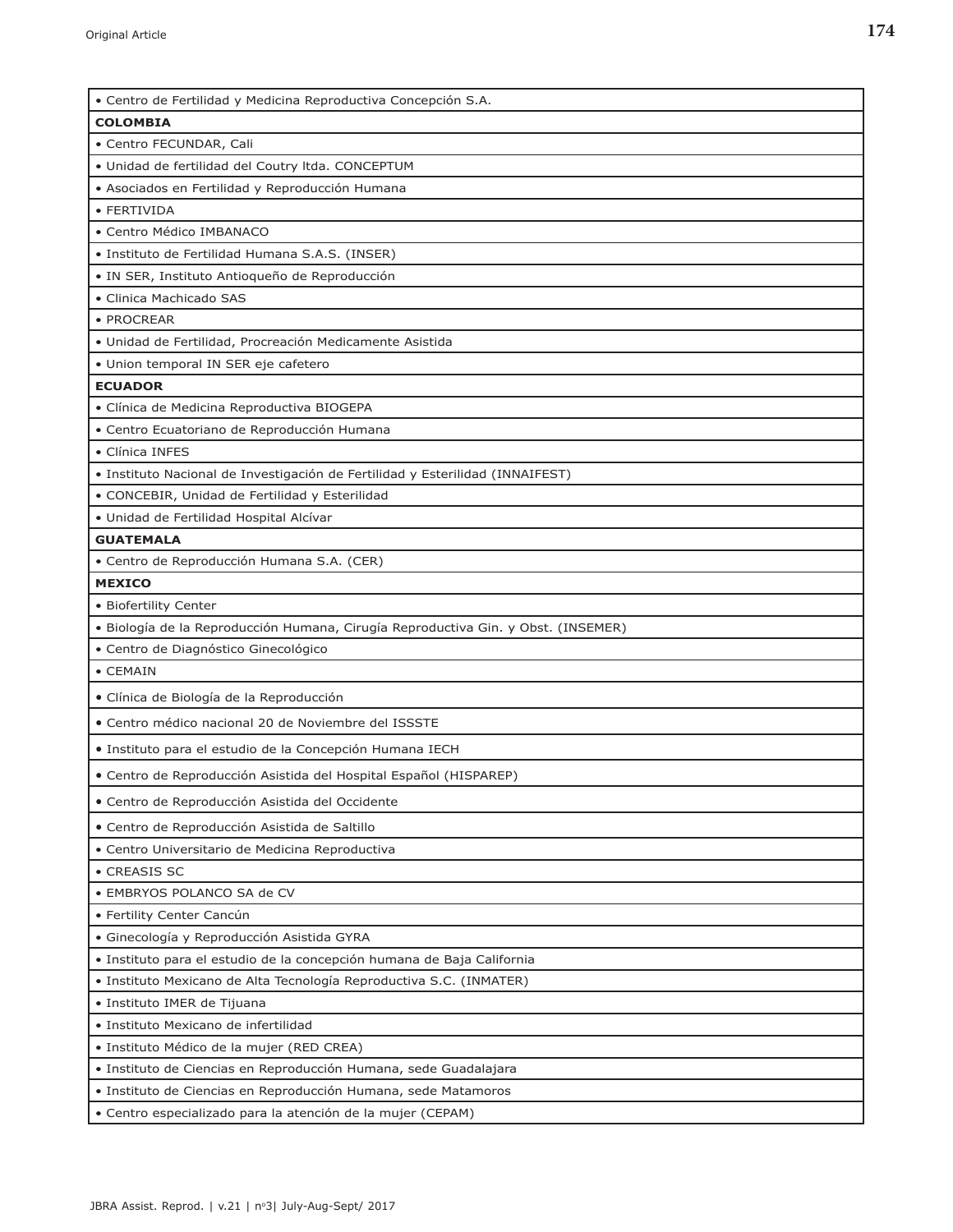| • Centro de Fertilidad y Medicina Reproductiva Concepción S.A. |
|---|
| **COLOMBIA** |
| • Centro FECUNDAR, Cali |
| • Unidad de fertilidad del Coutry ltda. CONCEPTUM |
| • Asociados en Fertilidad y Reproducción Humana |
| • FERTIVIDA |
| • Centro Médico IMBANACO |
| • Instituto de Fertilidad Humana S.A.S. (INSER) |
| • IN SER, Instituto Antioqueño de Reproducción |
| • Clinica Machicado SAS |
| • PROCREAR |
| • Unidad de Fertilidad, Procreación Medicamente Asistida |
| • Union temporal IN SER eje cafetero |
| **ECUADOR** |
| • Clínica de Medicina Reproductiva BIOGEPA |
| • Centro Ecuatoriano de Reproducción Humana |
| • Clínica INFES |
| • Instituto Nacional de Investigación de Fertilidad y Esterilidad (INNAIFEST) |
| • CONCEBIR, Unidad de Fertilidad y Esterilidad |
| • Unidad de Fertilidad Hospital Alcívar |
| **GUATEMALA** |
| • Centro de Reproducción Humana S.A. (CER) |
| **MEXICO** |
| • Biofertility Center |
| • Biología de la Reproducción Humana, Cirugía Reproductiva Gin. y Obst. (INSEMER) |
| • Centro de Diagnóstico Ginecológico |
| • CEMAIN |
| • Clínica de Biología de la Reproducción |
| • Centro médico nacional 20 de Noviembre del ISSSTE |
| • Instituto para el estudio de la Concepción Humana IECH |
| • Centro de Reproducción Asistida del Hospital Español (HISPAREP) |
| • Centro de Reproducción Asistida del Occidente |
| • Centro de Reproducción Asistida de Saltillo |
| • Centro Universitario de Medicina Reproductiva |
| • CREASIS SC |
| • EMBRYOS POLANCO SA de CV |
| • Fertility Center Cancún |
| • Ginecología y Reproducción Asistida GYRA |
| • Instituto para el estudio de la concepción humana de Baja California |
| • Instituto Mexicano de Alta Tecnología Reproductiva S.C. (INMATER) |
| • Instituto IMER de Tijuana |
| • Instituto Mexicano de infertilidad |
| • Instituto Médico de la mujer (RED CREA) |
| • Instituto de Ciencias en Reproducción Humana, sede Guadalajara |
| • Instituto de Ciencias en Reproducción Humana, sede Matamoros |
| • Centro especializado para la atención de la mujer (CEPAM) |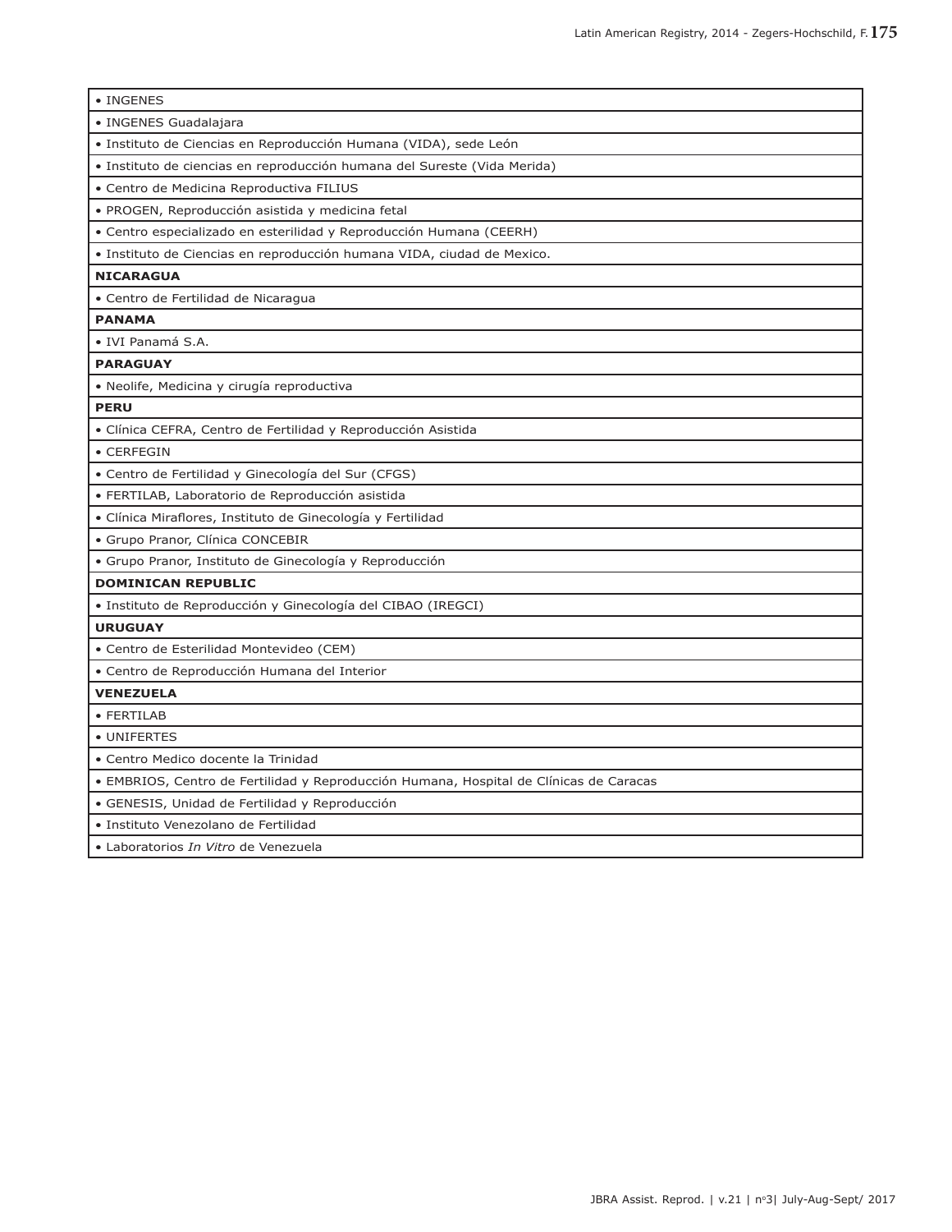| |
|---|
| • INGENES |
| • INGENES Guadalajara |
| • Instituto de Ciencias en Reproducción Humana (VIDA), sede León |
| • Instituto de ciencias en reproducción humana del Sureste (Vida Merida) |
| • Centro de Medicina Reproductiva FILIUS |
| • PROGEN, Reproducción asistida y medicina fetal |
| • Centro especializado en esterilidad y Reproducción Humana (CEERH) |
| • Instituto de Ciencias en reproducción humana VIDA, ciudad de Mexico. |
| **NICARAGUA** |
| • Centro de Fertilidad de Nicaragua |
| **PANAMA** |
| • IVI Panamá S.A. |
| **PARAGUAY** |
| • Neolife, Medicina y cirugía reproductiva |
| **PERU** |
| • Clínica CEFRA, Centro de Fertilidad y Reproducción Asistida |
| • CERFEGIN |
| • Centro de Fertilidad y Ginecología del Sur (CFGS) |
| • FERTILAB, Laboratorio de Reproducción asistida |
| • Clínica Miraflores, Instituto de Ginecología y Fertilidad |
| • Grupo Pranor, Clínica CONCEBIR |
| • Grupo Pranor, Instituto de Ginecología y Reproducción |
| **DOMINICAN REPUBLIC** |
| • Instituto de Reproducción y Ginecología del CIBAO (IREGCI) |
| **URUGUAY** |
| • Centro de Esterilidad Montevideo (CEM) |
| • Centro de Reproducción Humana del Interior |
| **VENEZUELA** |
| • FERTILAB |
| • UNIFERTES |
| • Centro Medico docente la Trinidad |
| • EMBRIOS, Centro de Fertilidad y Reproducción Humana, Hospital de Clínicas de Caracas |
| • GENESIS, Unidad de Fertilidad y Reproducción |
| • Instituto Venezolano de Fertilidad |
| • Laboratorios *In Vitro* de Venezuela |